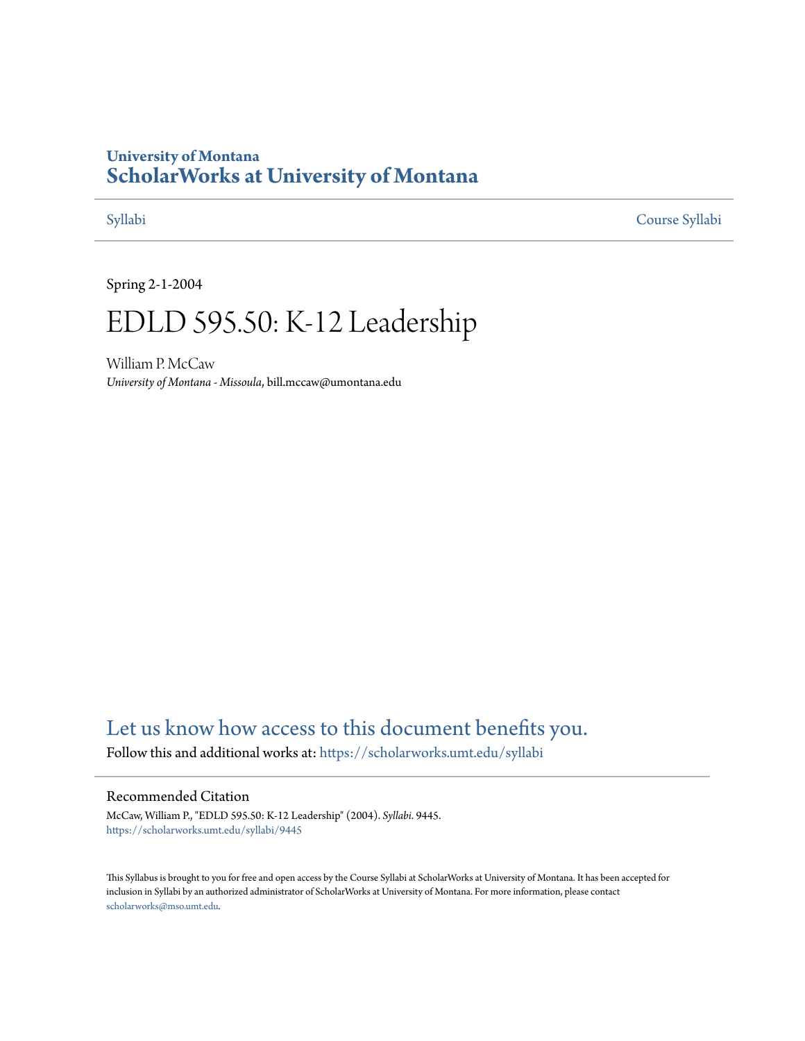University of Montana

# ScholarWorks at University of Montana

Syllabi

Course Syllabi

Spring 2-1-2004

# EDLD 595.50: K-12 Leadership

William P. McCaw

*University of Montana - Missoula*, bill.mccaw@umontana.edu

Let us know how access to this document benefits you.

Follow this and additional works at: https://scholarworks.umt.edu/syllabi

## Recommended Citation

McCaw, William P., "EDLD 595.50: K-12 Leadership" (2004). *Syllabi*. 9445.
https://scholarworks.umt.edu/syllabi/9445

This Syllabus is brought to you for free and open access by the Course Syllabi at ScholarWorks at University of Montana. It has been accepted for inclusion in Syllabi by an authorized administrator of ScholarWorks at University of Montana. For more information, please contact scholarworks@mso.umt.edu.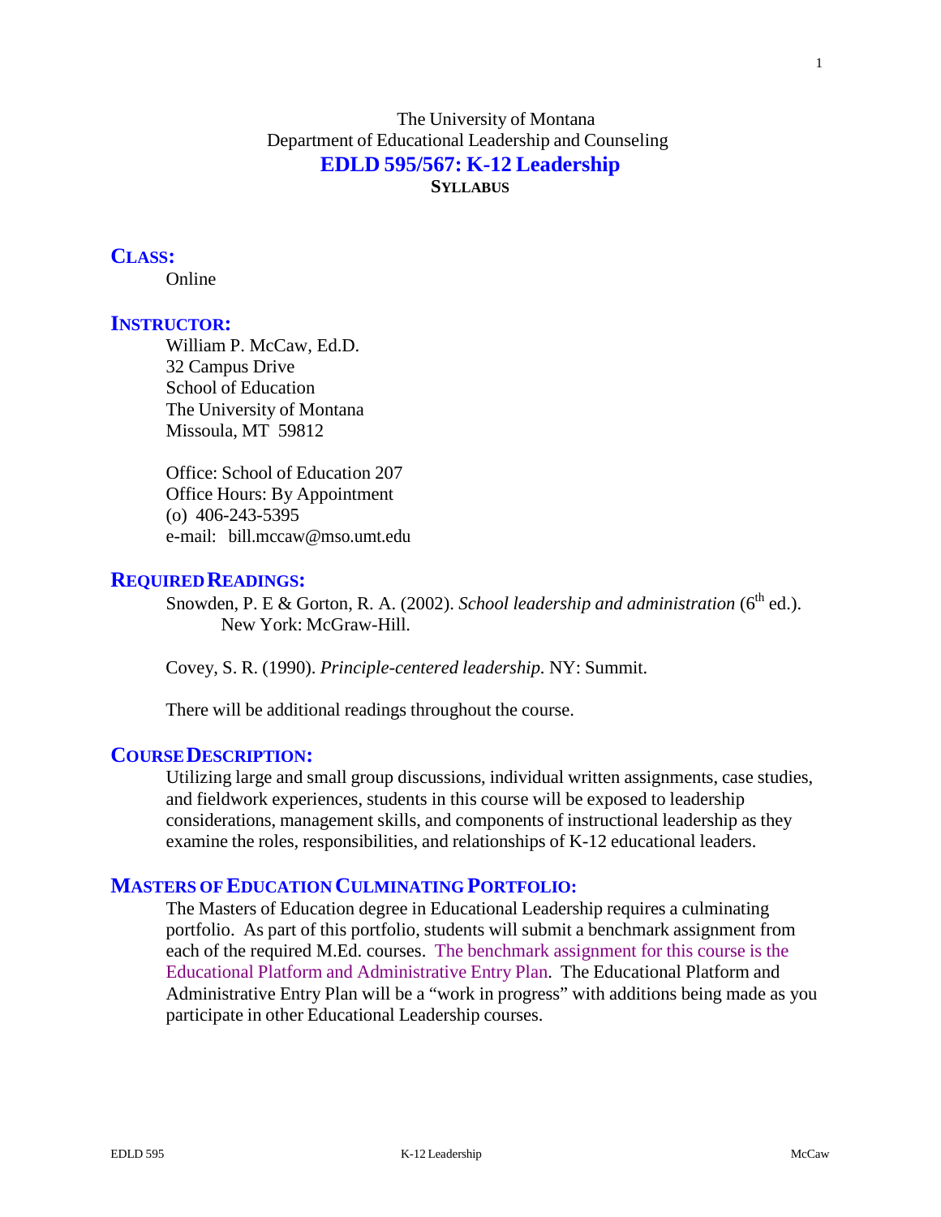The University of Montana
Department of Educational Leadership and Counseling

# EDLD 595/567: K-12 Leadership

**SYLLABUS**

## CLASS:

Online

## INSTRUCTOR:

William P. McCaw, Ed.D.
32 Campus Drive
School of Education
The University of Montana
Missoula, MT 59812

Office: School of Education 207
Office Hours: By Appointment
(o) 406-243-5395
e-mail: bill.mccaw@mso.umt.edu

## REQUIRED READINGS:

Snowden, P. E & Gorton, R. A. (2002). *School leadership and administration* (6th ed.). New York: McGraw-Hill.

Covey, S. R. (1990). *Principle-centered leadership.* NY: Summit.

There will be additional readings throughout the course.

## COURSE DESCRIPTION:

Utilizing large and small group discussions, individual written assignments, case studies, and fieldwork experiences, students in this course will be exposed to leadership considerations, management skills, and components of instructional leadership as they examine the roles, responsibilities, and relationships of K-12 educational leaders.

## MASTERS OF EDUCATION CULMINATING PORTFOLIO:

The Masters of Education degree in Educational Leadership requires a culminating portfolio. As part of this portfolio, students will submit a benchmark assignment from each of the required M.Ed. courses. The benchmark assignment for this course is the Educational Platform and Administrative Entry Plan. The Educational Platform and Administrative Entry Plan will be a "work in progress" with additions being made as you participate in other Educational Leadership courses.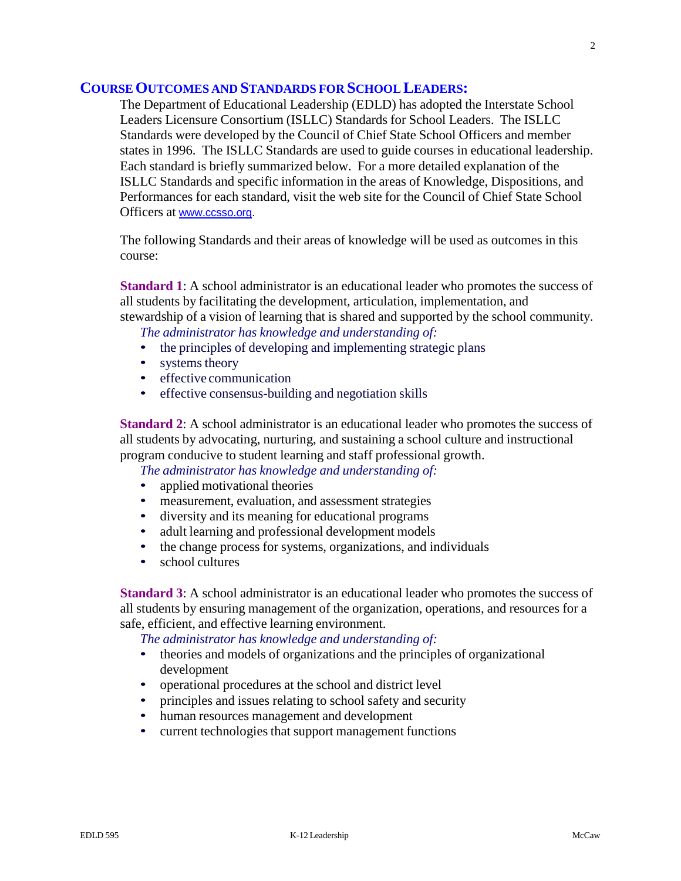## Course Outcomes and Standards for School Leaders:

The Department of Educational Leadership (EDLD) has adopted the Interstate School Leaders Licensure Consortium (ISLLC) Standards for School Leaders. The ISLLC Standards were developed by the Council of Chief State School Officers and member states in 1996. The ISLLC Standards are used to guide courses in educational leadership. Each standard is briefly summarized below. For a more detailed explanation of the ISLLC Standards and specific information in the areas of Knowledge, Dispositions, and Performances for each standard, visit the web site for the Council of Chief State School Officers at www.ccsso.org.

The following Standards and their areas of knowledge will be used as outcomes in this course:

**Standard 1**: A school administrator is an educational leader who promotes the success of all students by facilitating the development, articulation, implementation, and stewardship of a vision of learning that is shared and supported by the school community.

*The administrator has knowledge and understanding of:*

- the principles of developing and implementing strategic plans
- systems theory
- effective communication
- effective consensus-building and negotiation skills

**Standard 2**: A school administrator is an educational leader who promotes the success of all students by advocating, nurturing, and sustaining a school culture and instructional program conducive to student learning and staff professional growth.

*The administrator has knowledge and understanding of:*

- applied motivational theories
- measurement, evaluation, and assessment strategies
- diversity and its meaning for educational programs
- adult learning and professional development models
- the change process for systems, organizations, and individuals
- school cultures

**Standard 3**: A school administrator is an educational leader who promotes the success of all students by ensuring management of the organization, operations, and resources for a safe, efficient, and effective learning environment.

*The administrator has knowledge and understanding of:*

- theories and models of organizations and the principles of organizational development
- operational procedures at the school and district level
- principles and issues relating to school safety and security
- human resources management and development
- current technologies that support management functions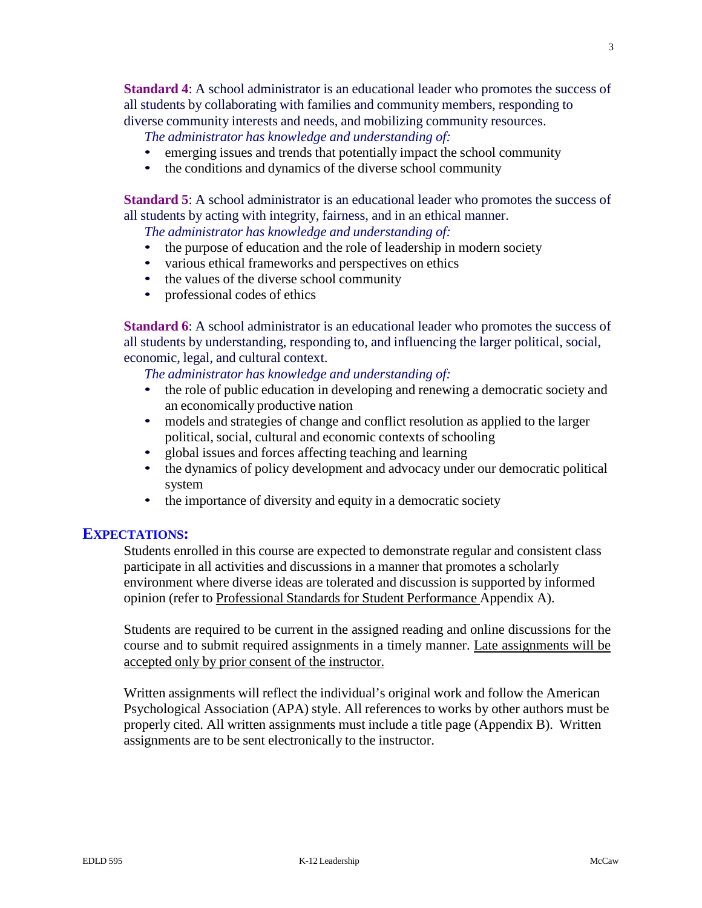**Standard 4**: A school administrator is an educational leader who promotes the success of all students by collaborating with families and community members, responding to diverse community interests and needs, and mobilizing community resources.

*The administrator has knowledge and understanding of:*

- emerging issues and trends that potentially impact the school community
- the conditions and dynamics of the diverse school community

**Standard 5**: A school administrator is an educational leader who promotes the success of all students by acting with integrity, fairness, and in an ethical manner.

*The administrator has knowledge and understanding of:*

- the purpose of education and the role of leadership in modern society
- various ethical frameworks and perspectives on ethics
- the values of the diverse school community
- professional codes of ethics

**Standard 6**: A school administrator is an educational leader who promotes the success of all students by understanding, responding to, and influencing the larger political, social, economic, legal, and cultural context.

*The administrator has knowledge and understanding of:*

- the role of public education in developing and renewing a democratic society and an economically productive nation
- models and strategies of change and conflict resolution as applied to the larger political, social, cultural and economic contexts of schooling
- global issues and forces affecting teaching and learning
- the dynamics of policy development and advocacy under our democratic political system
- the importance of diversity and equity in a democratic society

## EXPECTATIONS:

Students enrolled in this course are expected to demonstrate regular and consistent class participate in all activities and discussions in a manner that promotes a scholarly environment where diverse ideas are tolerated and discussion is supported by informed opinion (refer to <u>Professional Standards for Student Performance</u> Appendix A).

Students are required to be current in the assigned reading and online discussions for the course and to submit required assignments in a timely manner. <u>Late assignments will be accepted only by prior consent of the instructor.</u>

Written assignments will reflect the individual's original work and follow the American Psychological Association (APA) style. All references to works by other authors must be properly cited. All written assignments must include a title page (Appendix B). Written assignments are to be sent electronically to the instructor.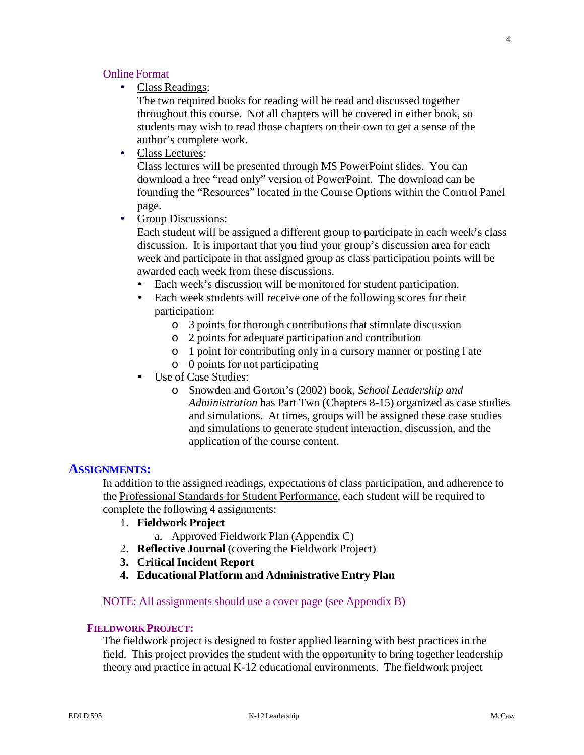Online Format

- Class Readings:
  The two required books for reading will be read and discussed together throughout this course. Not all chapters will be covered in either book, so students may wish to read those chapters on their own to get a sense of the author's complete work.
- Class Lectures:
  Class lectures will be presented through MS PowerPoint slides. You can download a free "read only" version of PowerPoint. The download can be founding the "Resources" located in the Course Options within the Control Panel page.
- Group Discussions:
  Each student will be assigned a different group to participate in each week's class discussion. It is important that you find your group's discussion area for each week and participate in that assigned group as class participation points will be awarded each week from these discussions.
  - Each week's discussion will be monitored for student participation.
  - Each week students will receive one of the following scores for their participation:
    - 3 points for thorough contributions that stimulate discussion
    - 2 points for adequate participation and contribution
    - 1 point for contributing only in a cursory manner or posting l ate
    - 0 points for not participating
  - Use of Case Studies:
    - Snowden and Gorton's (2002) book, *School Leadership and Administration* has Part Two (Chapters 8-15) organized as case studies and simulations. At times, groups will be assigned these case studies and simulations to generate student interaction, discussion, and the application of the course content.

## ASSIGNMENTS:

In addition to the assigned readings, expectations of class participation, and adherence to the Professional Standards for Student Performance, each student will be required to complete the following 4 assignments:

1. **Fieldwork Project**
   a. Approved Fieldwork Plan (Appendix C)
2. **Reflective Journal** (covering the Fieldwork Project)
3. **Critical Incident Report**
4. **Educational Platform and Administrative Entry Plan**

NOTE: All assignments should use a cover page (see Appendix B)

### FIELDWORK PROJECT:

The fieldwork project is designed to foster applied learning with best practices in the field. This project provides the student with the opportunity to bring together leadership theory and practice in actual K-12 educational environments. The fieldwork project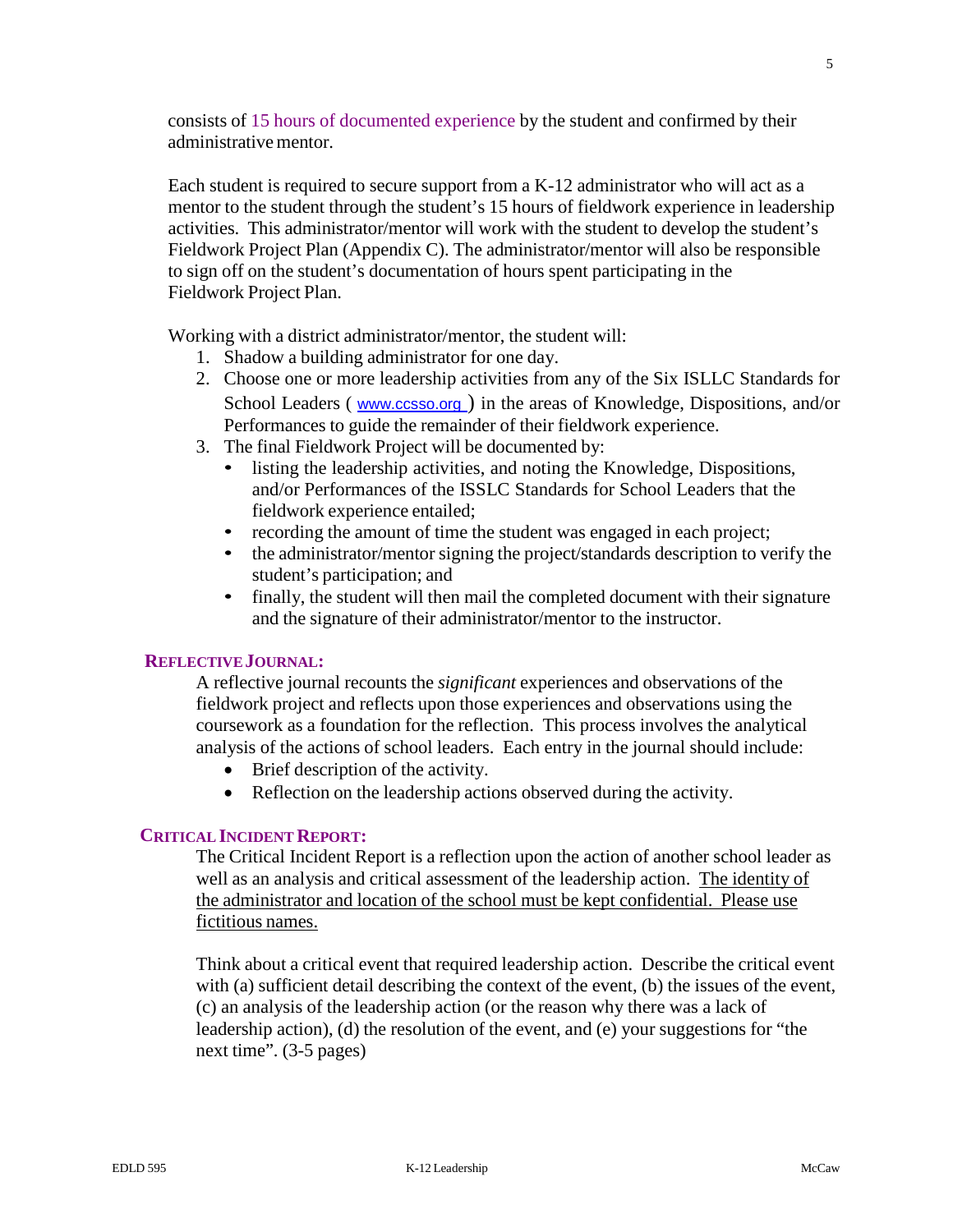consists of 15 hours of documented experience by the student and confirmed by their administrative mentor.

Each student is required to secure support from a K-12 administrator who will act as a mentor to the student through the student's 15 hours of fieldwork experience in leadership activities. This administrator/mentor will work with the student to develop the student's Fieldwork Project Plan (Appendix C). The administrator/mentor will also be responsible to sign off on the student's documentation of hours spent participating in the Fieldwork Project Plan.

Working with a district administrator/mentor, the student will:

1. Shadow a building administrator for one day.
2. Choose one or more leadership activities from any of the Six ISLLC Standards for School Leaders ( www.ccsso.org ) in the areas of Knowledge, Dispositions, and/or Performances to guide the remainder of their fieldwork experience.
3. The final Fieldwork Project will be documented by:
   - listing the leadership activities, and noting the Knowledge, Dispositions, and/or Performances of the ISSLC Standards for School Leaders that the fieldwork experience entailed;
   - recording the amount of time the student was engaged in each project;
   - the administrator/mentor signing the project/standards description to verify the student's participation; and
   - finally, the student will then mail the completed document with their signature and the signature of their administrator/mentor to the instructor.

**REFLECTIVE JOURNAL:**

A reflective journal recounts the *significant* experiences and observations of the fieldwork project and reflects upon those experiences and observations using the coursework as a foundation for the reflection. This process involves the analytical analysis of the actions of school leaders. Each entry in the journal should include:

- Brief description of the activity.
- Reflection on the leadership actions observed during the activity.

**CRITICAL INCIDENT REPORT:**

The Critical Incident Report is a reflection upon the action of another school leader as well as an analysis and critical assessment of the leadership action. <u>The identity of the administrator and location of the school must be kept confidential. Please use fictitious names.</u>

Think about a critical event that required leadership action. Describe the critical event with (a) sufficient detail describing the context of the event, (b) the issues of the event, (c) an analysis of the leadership action (or the reason why there was a lack of leadership action), (d) the resolution of the event, and (e) your suggestions for "the next time". (3-5 pages)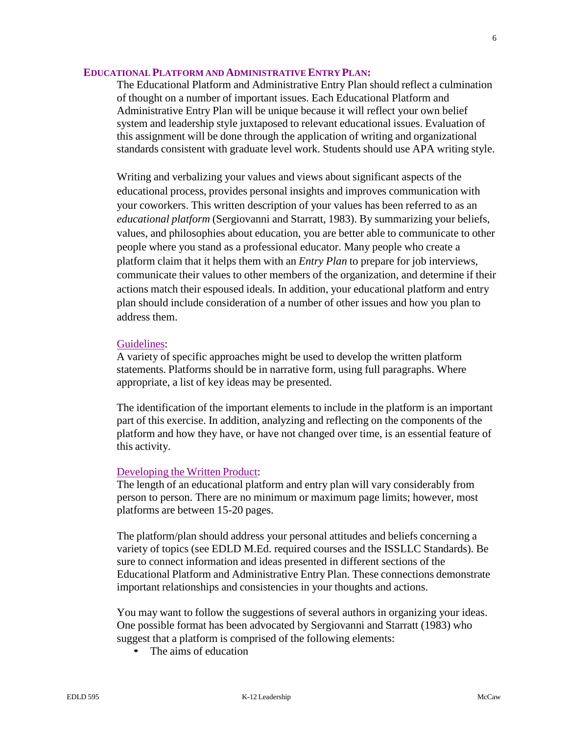## EDUCATIONAL PLATFORM AND ADMINISTRATIVE ENTRY PLAN:

The Educational Platform and Administrative Entry Plan should reflect a culmination of thought on a number of important issues. Each Educational Platform and Administrative Entry Plan will be unique because it will reflect your own belief system and leadership style juxtaposed to relevant educational issues. Evaluation of this assignment will be done through the application of writing and organizational standards consistent with graduate level work. Students should use APA writing style.

Writing and verbalizing your values and views about significant aspects of the educational process, provides personal insights and improves communication with your coworkers. This written description of your values has been referred to as an *educational platform* (Sergiovanni and Starratt, 1983). By summarizing your beliefs, values, and philosophies about education, you are better able to communicate to other people where you stand as a professional educator. Many people who create a platform claim that it helps them with an *Entry Plan* to prepare for job interviews, communicate their values to other members of the organization, and determine if their actions match their espoused ideals. In addition, your educational platform and entry plan should include consideration of a number of other issues and how you plan to address them.

### Guidelines:

A variety of specific approaches might be used to develop the written platform statements. Platforms should be in narrative form, using full paragraphs. Where appropriate, a list of key ideas may be presented.

The identification of the important elements to include in the platform is an important part of this exercise. In addition, analyzing and reflecting on the components of the platform and how they have, or have not changed over time, is an essential feature of this activity.

### Developing the Written Product:

The length of an educational platform and entry plan will vary considerably from person to person. There are no minimum or maximum page limits; however, most platforms are between 15-20 pages.

The platform/plan should address your personal attitudes and beliefs concerning a variety of topics (see EDLD M.Ed. required courses and the ISSLLC Standards). Be sure to connect information and ideas presented in different sections of the Educational Platform and Administrative Entry Plan. These connections demonstrate important relationships and consistencies in your thoughts and actions.

You may want to follow the suggestions of several authors in organizing your ideas. One possible format has been advocated by Sergiovanni and Starratt (1983) who suggest that a platform is comprised of the following elements:

- The aims of education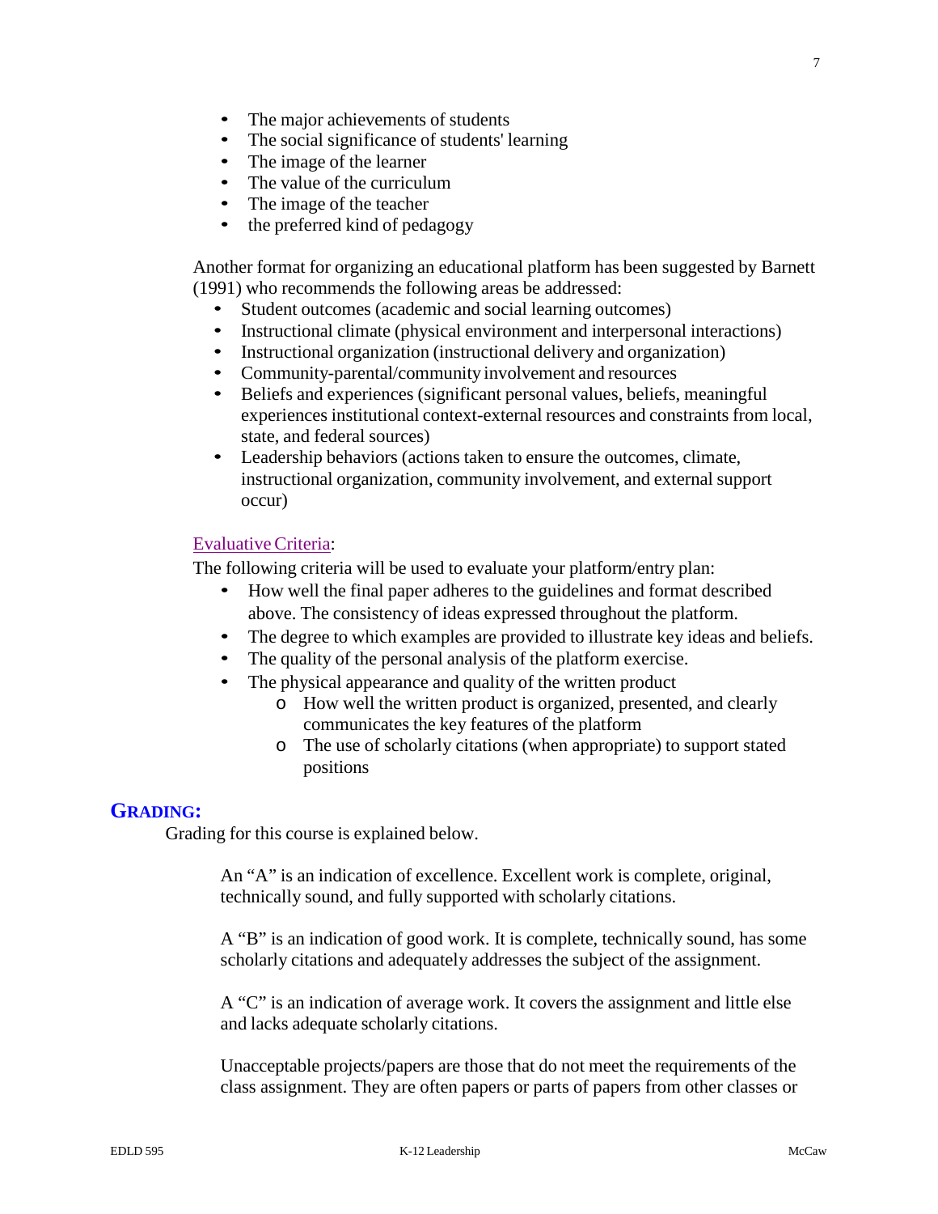- The major achievements of students
- The social significance of students' learning
- The image of the learner
- The value of the curriculum
- The image of the teacher
- the preferred kind of pedagogy

Another format for organizing an educational platform has been suggested by Barnett (1991) who recommends the following areas be addressed:

- Student outcomes (academic and social learning outcomes)
- Instructional climate (physical environment and interpersonal interactions)
- Instructional organization (instructional delivery and organization)
- Community-parental/community involvement and resources
- Beliefs and experiences (significant personal values, beliefs, meaningful experiences institutional context-external resources and constraints from local, state, and federal sources)
- Leadership behaviors (actions taken to ensure the outcomes, climate, instructional organization, community involvement, and external support occur)

Evaluative Criteria:

The following criteria will be used to evaluate your platform/entry plan:

- How well the final paper adheres to the guidelines and format described above. The consistency of ideas expressed throughout the platform.
- The degree to which examples are provided to illustrate key ideas and beliefs.
- The quality of the personal analysis of the platform exercise.
- The physical appearance and quality of the written product
  - How well the written product is organized, presented, and clearly communicates the key features of the platform
  - The use of scholarly citations (when appropriate) to support stated positions

## GRADING:

Grading for this course is explained below.

An "A" is an indication of excellence. Excellent work is complete, original, technically sound, and fully supported with scholarly citations.

A "B" is an indication of good work. It is complete, technically sound, has some scholarly citations and adequately addresses the subject of the assignment.

A "C" is an indication of average work. It covers the assignment and little else and lacks adequate scholarly citations.

Unacceptable projects/papers are those that do not meet the requirements of the class assignment. They are often papers or parts of papers from other classes or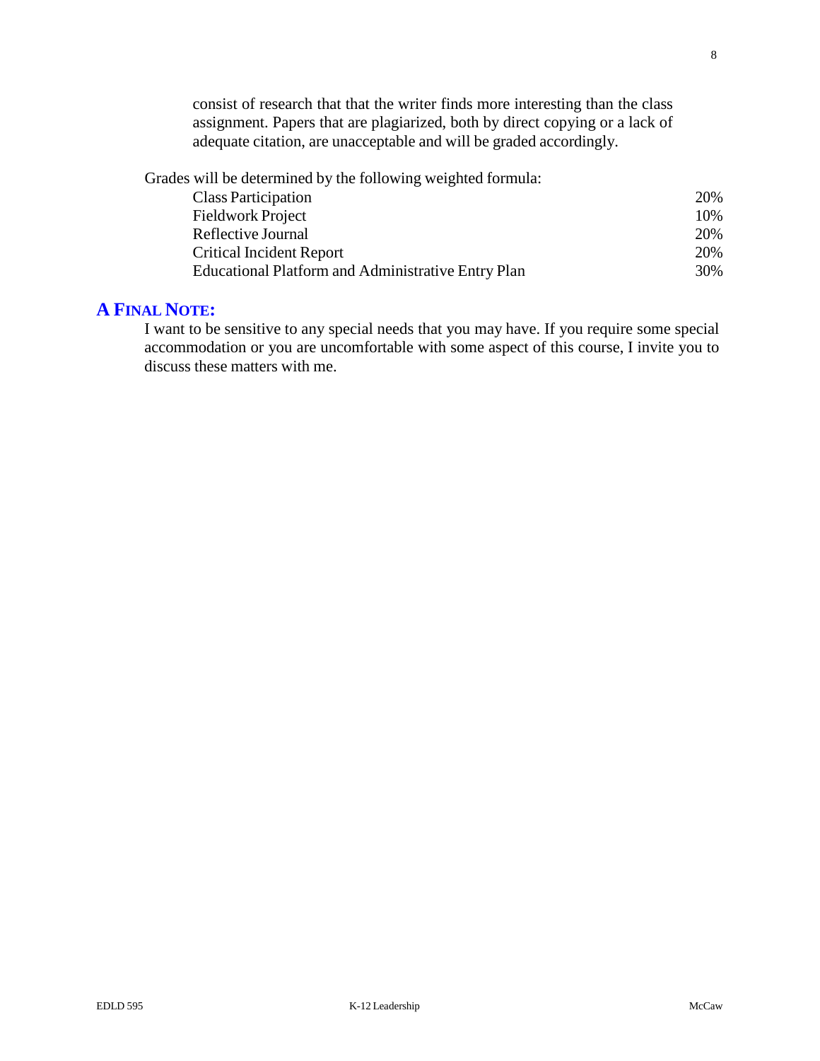consist of research that that the writer finds more interesting than the class assignment. Papers that are plagiarized, both by direct copying or a lack of adequate citation, are unacceptable and will be graded accordingly.

Grades will be determined by the following weighted formula:

| | |
|---|---|
| Class Participation | 20% |
| Fieldwork Project | 10% |
| Reflective Journal | 20% |
| Critical Incident Report | 20% |
| Educational Platform and Administrative Entry Plan | 30% |

## A FINAL NOTE:

I want to be sensitive to any special needs that you may have. If you require some special accommodation or you are uncomfortable with some aspect of this course, I invite you to discuss these matters with me.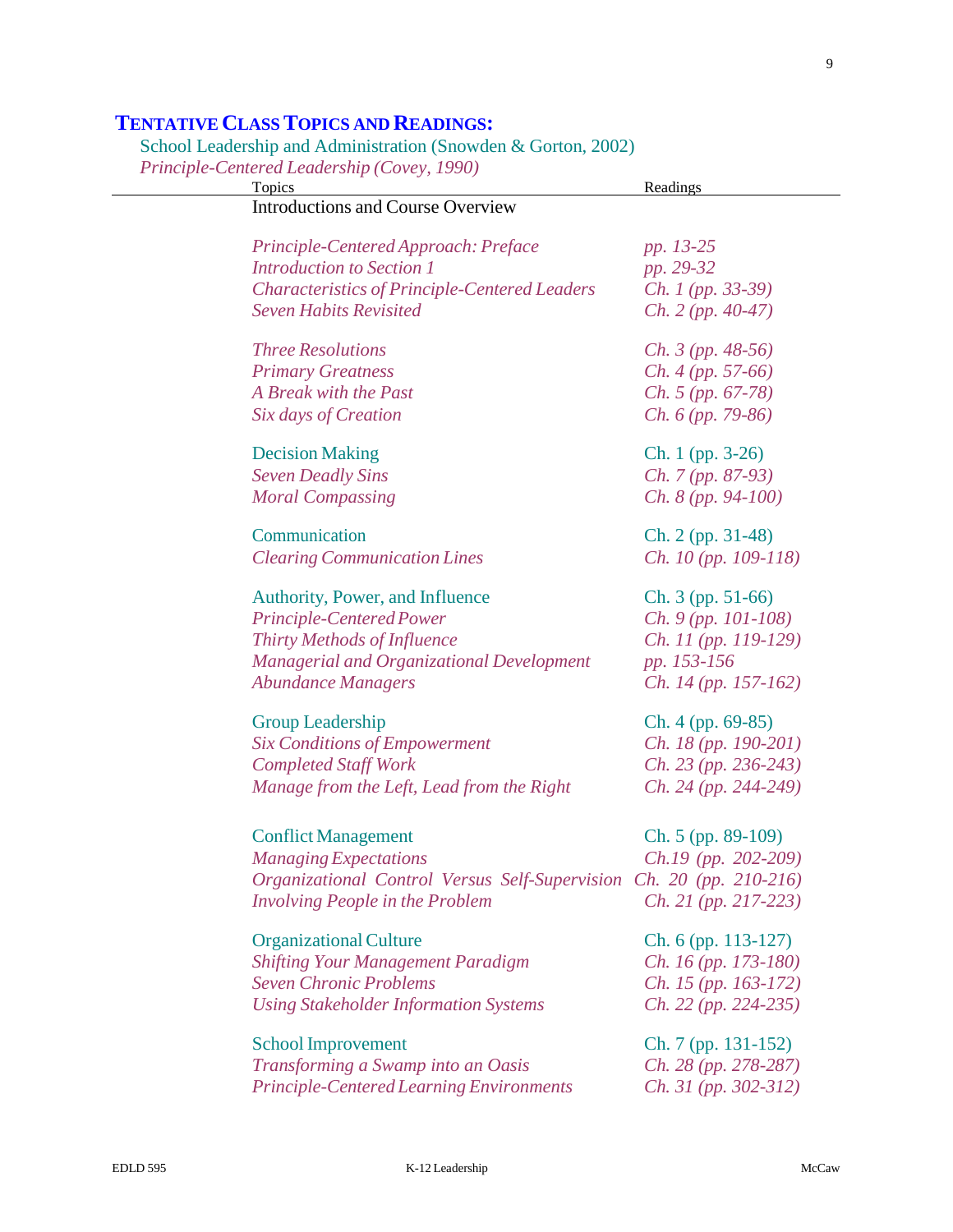## TENTATIVE CLASS TOPICS AND READINGS:

School Leadership and Administration (Snowden & Gorton, 2002)
*Principle-Centered Leadership (Covey, 1990)*

| Topics | Readings |
|---|---|
| Introductions and Course Overview | |
| | |
| *Principle-Centered Approach: Preface* | *pp. 13-25* |
| *Introduction to Section 1* | *pp. 29-32* |
| *Characteristics of Principle-Centered Leaders* | *Ch. 1 (pp. 33-39)* |
| *Seven Habits Revisited* | *Ch. 2 (pp. 40-47)* |
| | |
| *Three Resolutions* | *Ch. 3 (pp. 48-56)* |
| *Primary Greatness* | *Ch. 4 (pp. 57-66)* |
| *A Break with the Past* | *Ch. 5 (pp. 67-78)* |
| *Six days of Creation* | *Ch. 6 (pp. 79-86)* |
| | |
| Decision Making | Ch. 1 (pp. 3-26) |
| *Seven Deadly Sins* | *Ch. 7 (pp. 87-93)* |
| *Moral Compassing* | *Ch. 8 (pp. 94-100)* |
| | |
| Communication | Ch. 2 (pp. 31-48) |
| *Clearing Communication Lines* | *Ch. 10 (pp. 109-118)* |
| | |
| Authority, Power, and Influence | Ch. 3 (pp. 51-66) |
| *Principle-Centered Power* | *Ch. 9 (pp. 101-108)* |
| *Thirty Methods of Influence* | *Ch. 11 (pp. 119-129)* |
| *Managerial and Organizational Development* | *pp. 153-156* |
| *Abundance Managers* | *Ch. 14 (pp. 157-162)* |
| | |
| Group Leadership | Ch. 4 (pp. 69-85) |
| *Six Conditions of Empowerment* | *Ch. 18 (pp. 190-201)* |
| *Completed Staff Work* | *Ch. 23 (pp. 236-243)* |
| *Manage from the Left, Lead from the Right* | *Ch. 24 (pp. 244-249)* |
| | |
| Conflict Management | Ch. 5 (pp. 89-109) |
| *Managing Expectations* | *Ch.19 (pp. 202-209)* |
| *Organizational Control Versus Self-Supervision* | *Ch. 20 (pp. 210-216)* |
| *Involving People in the Problem* | *Ch. 21 (pp. 217-223)* |
| | |
| Organizational Culture | Ch. 6 (pp. 113-127) |
| *Shifting Your Management Paradigm* | *Ch. 16 (pp. 173-180)* |
| *Seven Chronic Problems* | *Ch. 15 (pp. 163-172)* |
| *Using Stakeholder Information Systems* | *Ch. 22 (pp. 224-235)* |
| | |
| School Improvement | Ch. 7 (pp. 131-152) |
| *Transforming a Swamp into an Oasis* | *Ch. 28 (pp. 278-287)* |
| *Principle-Centered Learning Environments* | *Ch. 31 (pp. 302-312)* |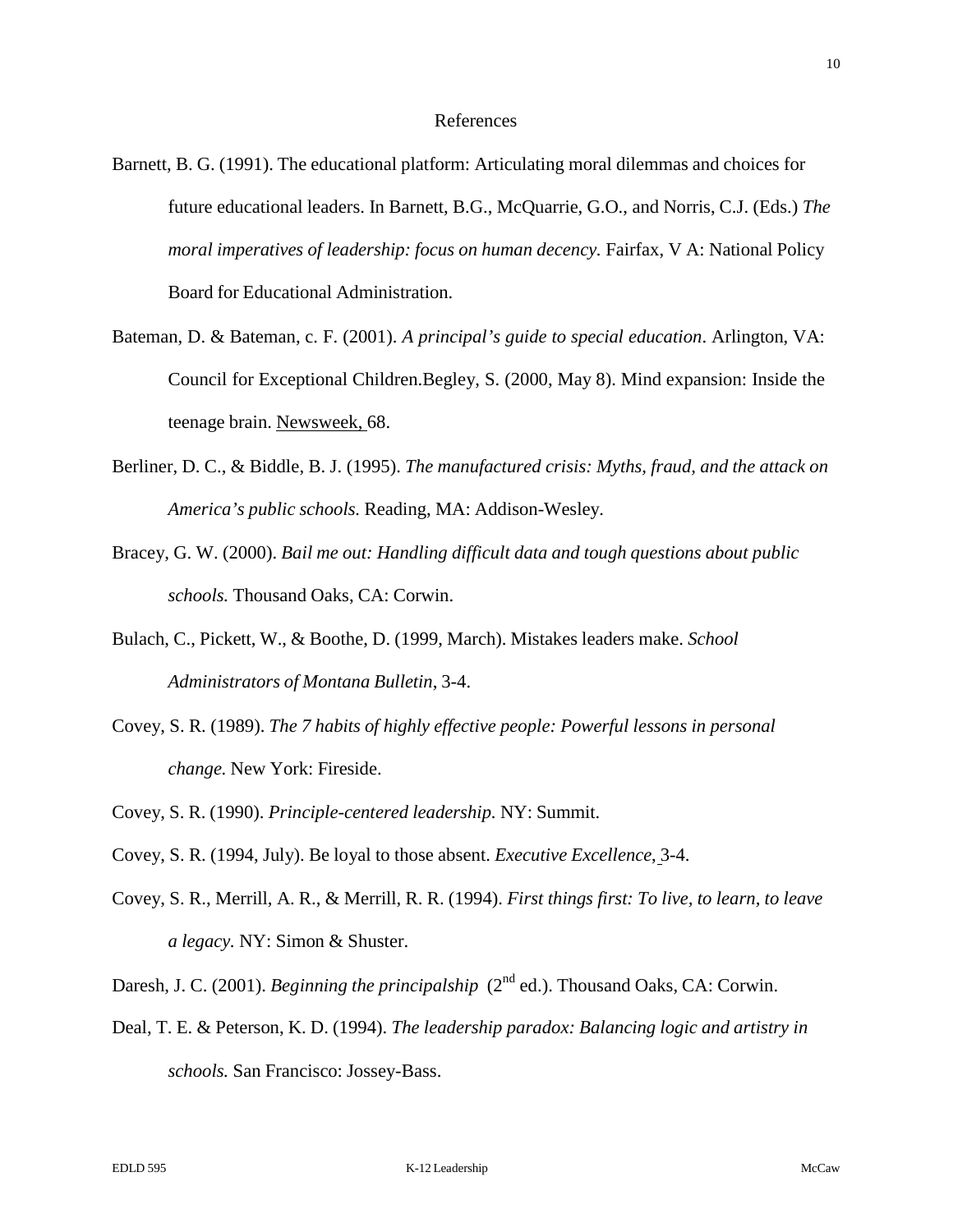# References

Barnett, B. G. (1991). The educational platform: Articulating moral dilemmas and choices for future educational leaders. In Barnett, B.G., McQuarrie, G.O., and Norris, C.J. (Eds.) *The moral imperatives of leadership: focus on human decency.* Fairfax, V A: National Policy Board for Educational Administration.

Bateman, D. & Bateman, c. F. (2001). *A principal's guide to special education*. Arlington, VA: Council for Exceptional Children.Begley, S. (2000, May 8). Mind expansion: Inside the teenage brain. Newsweek, 68.

Berliner, D. C., & Biddle, B. J. (1995). *The manufactured crisis: Myths, fraud, and the attack on America's public schools.* Reading, MA: Addison-Wesley.

Bracey, G. W. (2000). *Bail me out: Handling difficult data and tough questions about public schools.* Thousand Oaks, CA: Corwin.

Bulach, C., Pickett, W., & Boothe, D. (1999, March). Mistakes leaders make. *School Administrators of Montana Bulletin*, 3-4.

Covey, S. R. (1989). *The 7 habits of highly effective people: Powerful lessons in personal change.* New York: Fireside.

Covey, S. R. (1990). *Principle-centered leadership.* NY: Summit.

Covey, S. R. (1994, July). Be loyal to those absent. *Executive Excellence*, 3-4.

Covey, S. R., Merrill, A. R., & Merrill, R. R. (1994). *First things first: To live, to learn, to leave a legacy.* NY: Simon & Shuster.

Daresh, J. C. (2001). *Beginning the principalship* (2nd ed.). Thousand Oaks, CA: Corwin.

Deal, T. E. & Peterson, K. D. (1994). *The leadership paradox: Balancing logic and artistry in schools.* San Francisco: Jossey-Bass.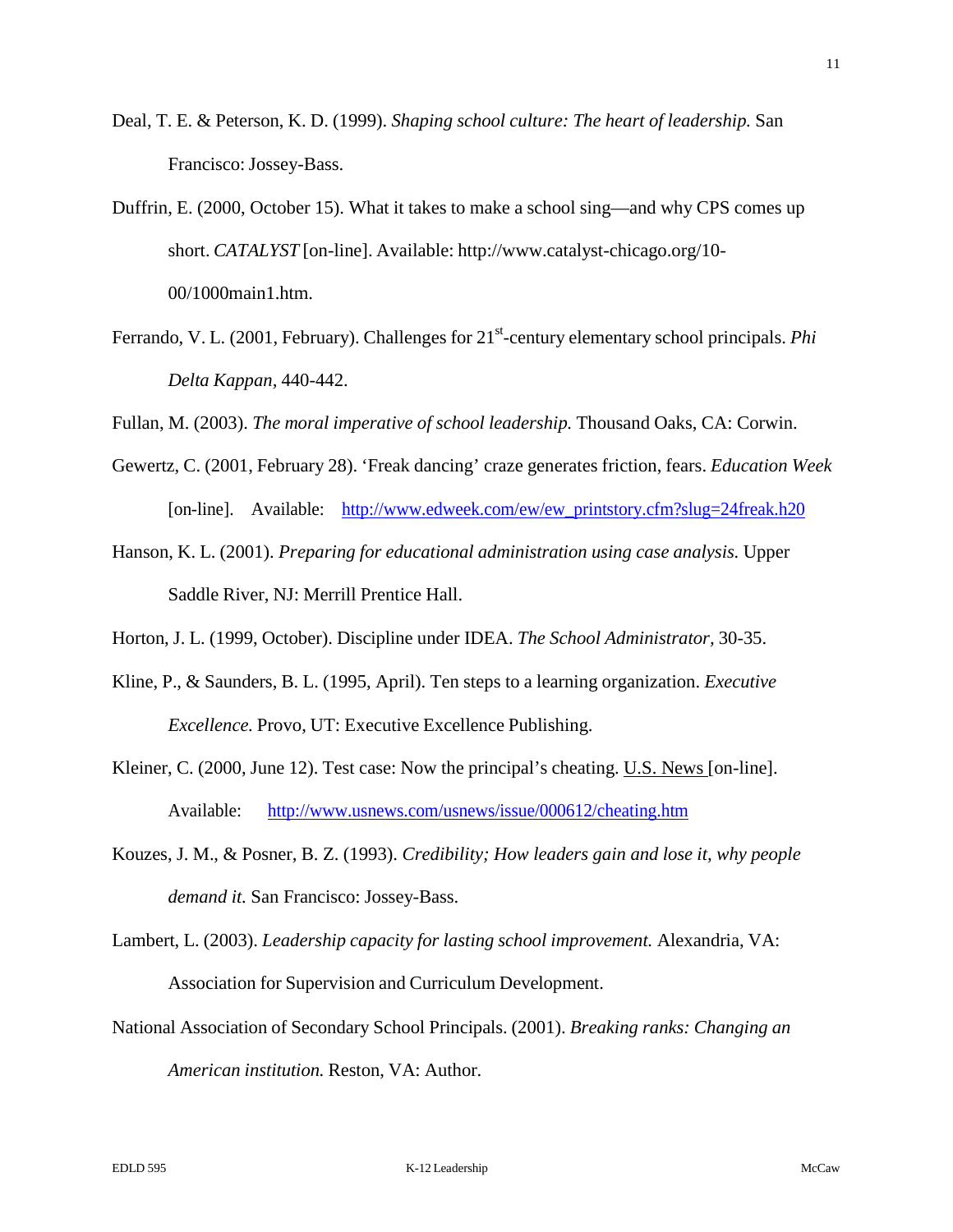Deal, T. E. & Peterson, K. D. (1999). *Shaping school culture: The heart of leadership.* San Francisco: Jossey-Bass.

Duffrin, E. (2000, October 15). What it takes to make a school sing—and why CPS comes up short. *CATALYST* [on-line]. Available: http://www.catalyst-chicago.org/10-00/1000main1.htm.

Ferrando, V. L. (2001, February). Challenges for 21st-century elementary school principals. *Phi Delta Kappan,* 440-442.

Fullan, M. (2003). *The moral imperative of school leadership.* Thousand Oaks, CA: Corwin.

Gewertz, C. (2001, February 28). 'Freak dancing' craze generates friction, fears. *Education Week* [on-line]. Available: http://www.edweek.com/ew/ew_printstory.cfm?slug=24freak.h20

Hanson, K. L. (2001). *Preparing for educational administration using case analysis.* Upper Saddle River, NJ: Merrill Prentice Hall.

Horton, J. L. (1999, October). Discipline under IDEA. *The School Administrator,* 30-35.

Kline, P., & Saunders, B. L. (1995, April). Ten steps to a learning organization. *Executive Excellence.* Provo, UT: Executive Excellence Publishing.

Kleiner, C. (2000, June 12). Test case: Now the principal's cheating. U.S. News [on-line]. Available: http://www.usnews.com/usnews/issue/000612/cheating.htm

Kouzes, J. M., & Posner, B. Z. (1993). *Credibility; How leaders gain and lose it, why people demand it.* San Francisco: Jossey-Bass.

Lambert, L. (2003). *Leadership capacity for lasting school improvement.* Alexandria, VA: Association for Supervision and Curriculum Development.

National Association of Secondary School Principals. (2001). *Breaking ranks: Changing an American institution.* Reston, VA: Author.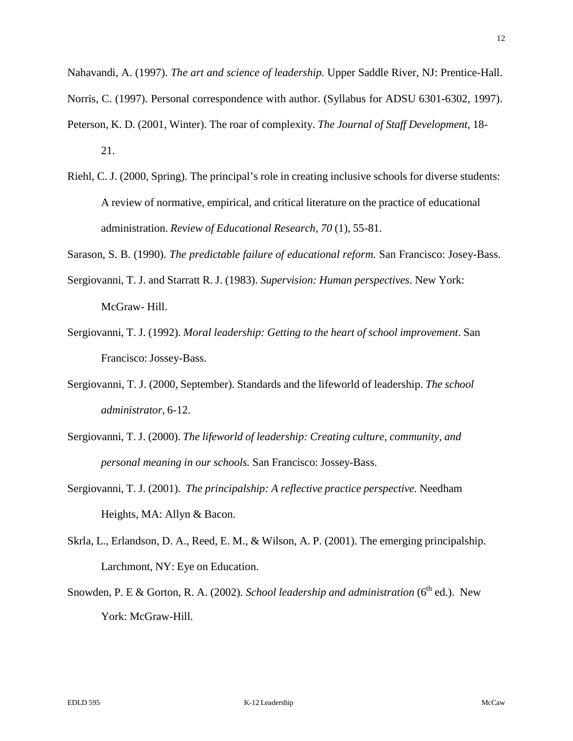Nahavandi, A. (1997). *The art and science of leadership.* Upper Saddle River, NJ: Prentice-Hall.

Norris, C. (1997). Personal correspondence with author. (Syllabus for ADSU 6301-6302, 1997).

Peterson, K. D. (2001, Winter). The roar of complexity. *The Journal of Staff Development,* 18-21.

Riehl, C. J. (2000, Spring). The principal's role in creating inclusive schools for diverse students: A review of normative, empirical, and critical literature on the practice of educational administration. *Review of Educational Research, 70* (1), 55-81.

Sarason, S. B. (1990). *The predictable failure of educational reform.* San Francisco: Josey-Bass.

Sergiovanni, T. J. and Starratt R. J. (1983). *Supervision: Human perspectives*. New York: McGraw- Hill.

Sergiovanni, T. J. (1992). *Moral leadership: Getting to the heart of school improvement*. San Francisco: Jossey-Bass.

Sergiovanni, T. J. (2000, September). Standards and the lifeworld of leadership. *The school administrator*, 6-12.

Sergiovanni, T. J. (2000). *The lifeworld of leadership: Creating culture, community, and personal meaning in our schools.* San Francisco: Jossey-Bass.

Sergiovanni, T. J. (2001). *The principalship: A reflective practice perspective.* Needham Heights, MA: Allyn & Bacon.

Skrla, L., Erlandson, D. A., Reed, E. M., & Wilson, A. P. (2001). The emerging principalship. Larchmont, NY: Eye on Education.

Snowden, P. E & Gorton, R. A. (2002). *School leadership and administration* (6th ed.). New York: McGraw-Hill.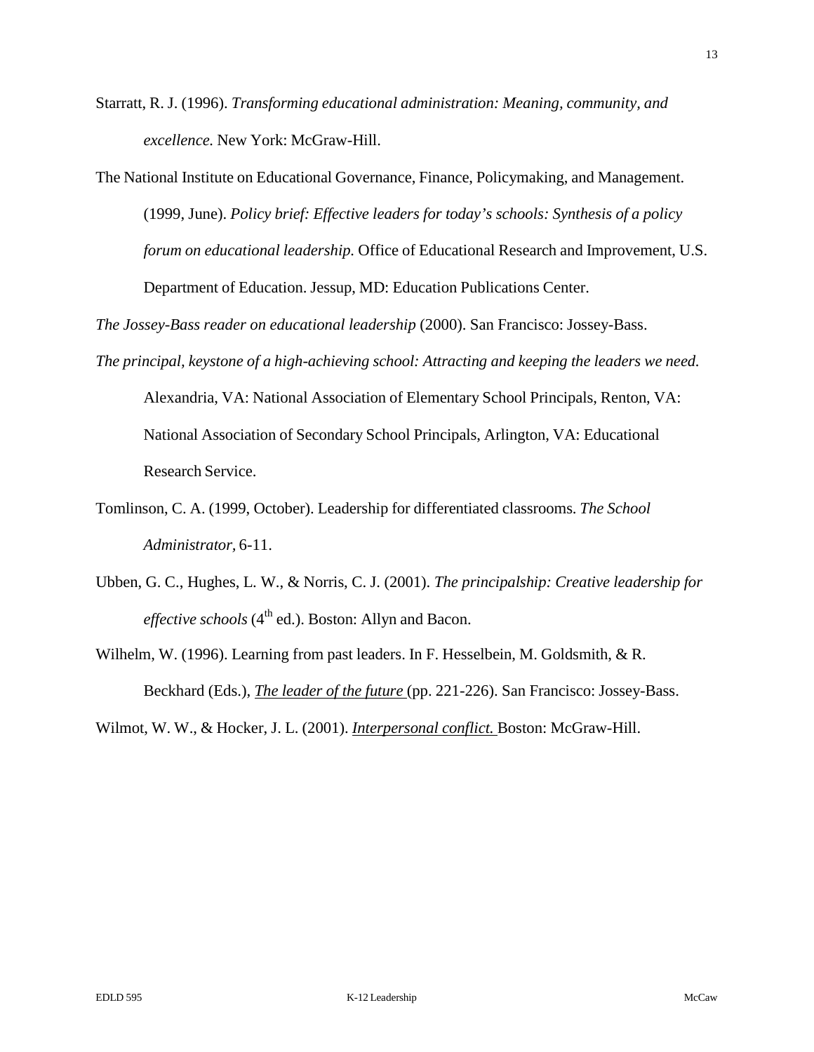Starratt, R. J. (1996). *Transforming educational administration: Meaning, community, and excellence.* New York: McGraw-Hill.

The National Institute on Educational Governance, Finance, Policymaking, and Management. (1999, June). *Policy brief: Effective leaders for today's schools: Synthesis of a policy forum on educational leadership.* Office of Educational Research and Improvement, U.S. Department of Education. Jessup, MD: Education Publications Center.

*The Jossey-Bass reader on educational leadership* (2000). San Francisco: Jossey-Bass.

*The principal, keystone of a high-achieving school: Attracting and keeping the leaders we need.* Alexandria, VA: National Association of Elementary School Principals, Renton, VA: National Association of Secondary School Principals, Arlington, VA: Educational Research Service.

Tomlinson, C. A. (1999, October). Leadership for differentiated classrooms. *The School Administrator*, 6-11.

Ubben, G. C., Hughes, L. W., & Norris, C. J. (2001). *The principalship: Creative leadership for effective schools* (4th ed.). Boston: Allyn and Bacon.

Wilhelm, W. (1996). Learning from past leaders. In F. Hesselbein, M. Goldsmith, & R. Beckhard (Eds.), *The leader of the future* (pp. 221-226). San Francisco: Jossey-Bass.

Wilmot, W. W., & Hocker, J. L. (2001). *Interpersonal conflict.* Boston: McGraw-Hill.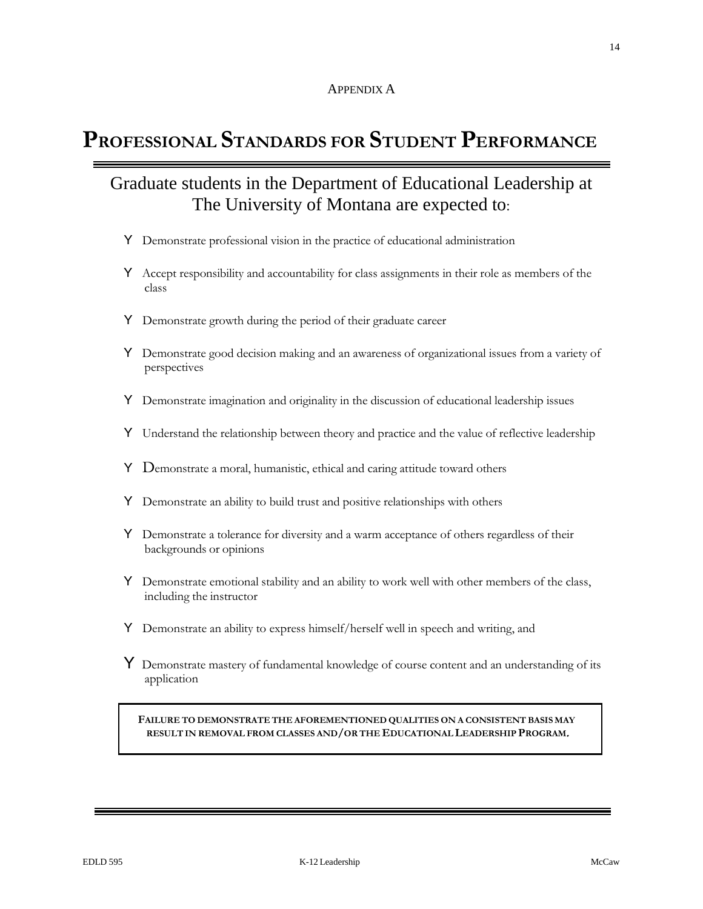Appendix A

# Professional Standards for Student Performance

## Graduate students in the Department of Educational Leadership at The University of Montana are expected to:

- Demonstrate professional vision in the practice of educational administration
- Accept responsibility and accountability for class assignments in their role as members of the class
- Demonstrate growth during the period of their graduate career
- Demonstrate good decision making and an awareness of organizational issues from a variety of perspectives
- Demonstrate imagination and originality in the discussion of educational leadership issues
- Understand the relationship between theory and practice and the value of reflective leadership
- Demonstrate a moral, humanistic, ethical and caring attitude toward others
- Demonstrate an ability to build trust and positive relationships with others
- Demonstrate a tolerance for diversity and a warm acceptance of others regardless of their backgrounds or opinions
- Demonstrate emotional stability and an ability to work well with other members of the class, including the instructor
- Demonstrate an ability to express himself/herself well in speech and writing, and
- Demonstrate mastery of fundamental knowledge of course content and an understanding of its application

**FAILURE TO DEMONSTRATE THE AFOREMENTIONED QUALITIES ON A CONSISTENT BASIS MAY RESULT IN REMOVAL FROM CLASSES AND/OR THE EDUCATIONAL LEADERSHIP PROGRAM.**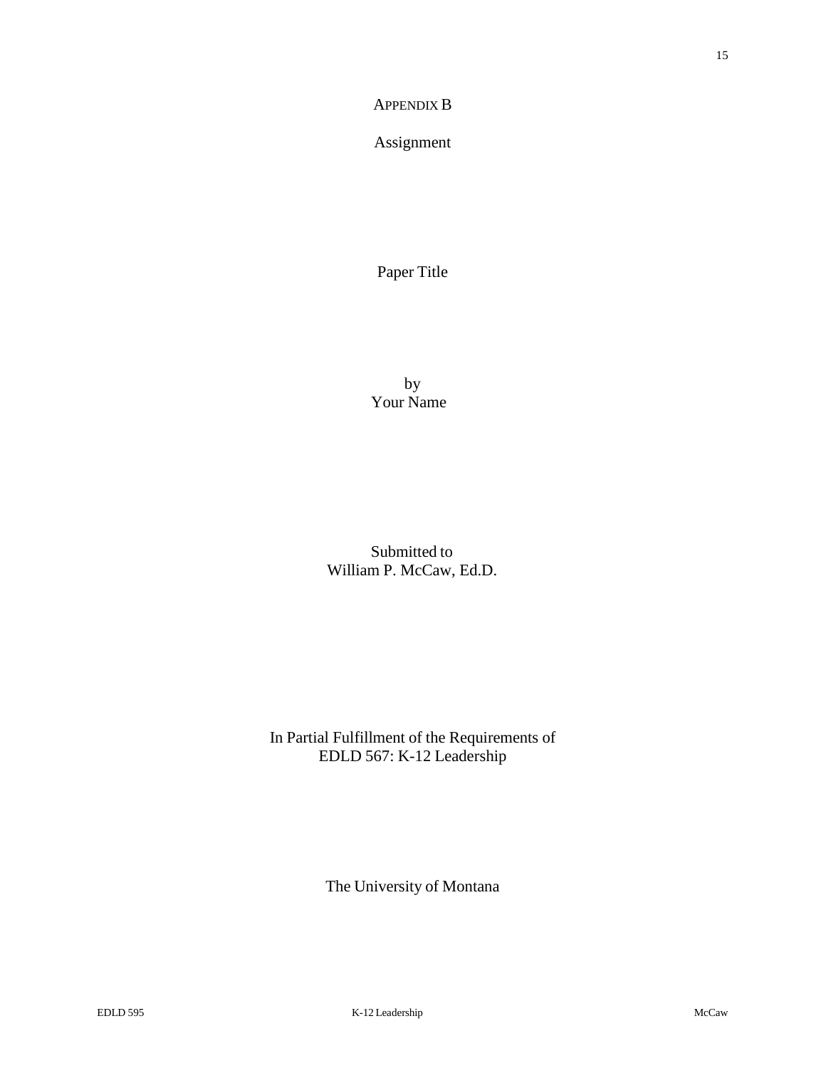# APPENDIX B

## Assignment

Paper Title

by
Your Name

Submitted to
William P. McCaw, Ed.D.

In Partial Fulfillment of the Requirements of
EDLD 567: K-12 Leadership

The University of Montana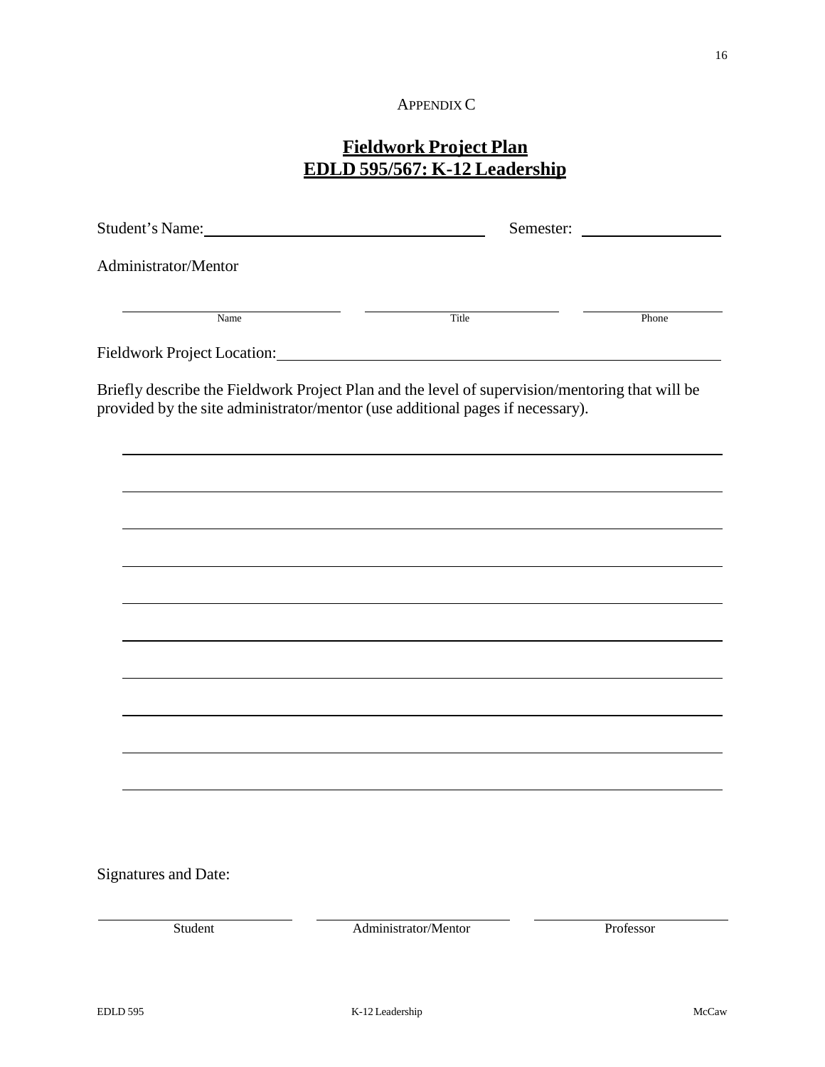APPENDIX C

# Fieldwork Project Plan
# EDLD 595/567: K-12 Leadership

Student's Name: ______________________________ Semester: ________________

Administrator/Mentor

| | | |
|---|---|---|
| ____________________ | ____________________ | ____________ |
| Name | Title | Phone |

Fieldwork Project Location: ______________________________________________

Briefly describe the Fieldwork Project Plan and the level of supervision/mentoring that will be provided by the site administrator/mentor (use additional pages if necessary).

______________________________________________________________________

______________________________________________________________________

______________________________________________________________________

______________________________________________________________________

______________________________________________________________________

______________________________________________________________________

______________________________________________________________________

______________________________________________________________________

______________________________________________________________________

______________________________________________________________________

Signatures and Date:

| | | |
|---|---|---|
| ____________________ | ____________________ | ____________________ |
| Student | Administrator/Mentor | Professor |